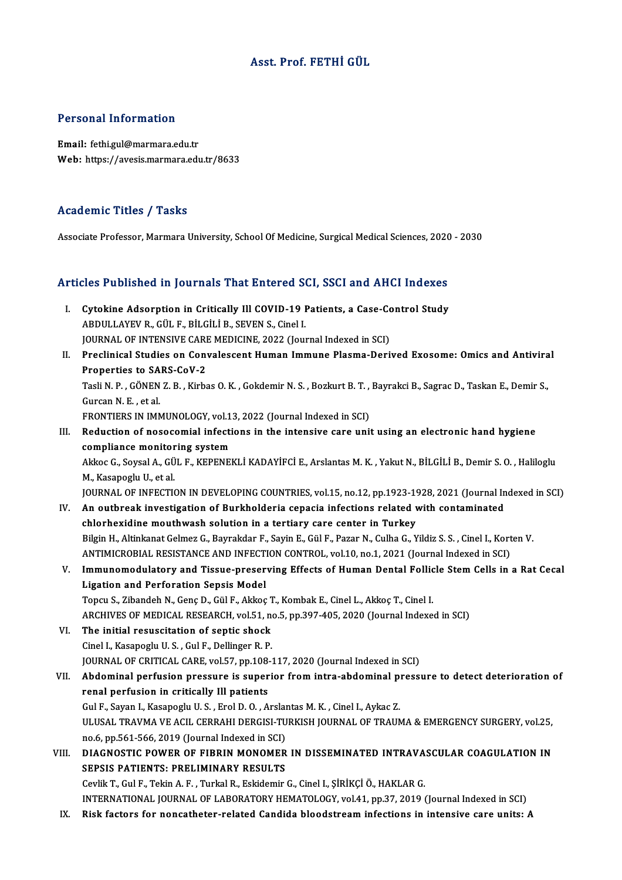# Asst. Prof. FETHİ GÜL

## Personal Information

**Email:** fethi.gul@marmara.edu.tr
**Web:** https://avesis.marmara.edu.tr/8633

## Academic Titles / Tasks

Associate Professor, Marmara University, School Of Medicine, Surgical Medical Sciences, 2020 - 2030

## Articles Published in Journals That Entered SCI, SSCI and AHCI Indexes

I. **Cytokine Adsorption in Critically Ill COVID-19 Patients, a Case-Control Study**
ABDULLAYEV R., GÜL F., BİLGİLİ B., SEVEN S., Cinel I.
JOURNAL OF INTENSIVE CARE MEDICINE, 2022 (Journal Indexed in SCI)

II. **Preclinical Studies on Convalescent Human Immune Plasma-Derived Exosome: Omics and Antiviral Properties to SARS-CoV-2**
Tasli N. P. , GÖNEN Z. B. , Kirbas O. K. , Gokdemir N. S. , Bozkurt B. T. , Bayrakci B., Sagrac D., Taskan E., Demir S., Gurcan N. E. , et al.
FRONTIERS IN IMMUNOLOGY, vol.13, 2022 (Journal Indexed in SCI)

III. **Reduction of nosocomial infections in the intensive care unit using an electronic hand hygiene compliance monitoring system**
Akkoc G., Soysal A., GÜL F., KEPENEKLİ KADAYİFCİ E., Arslantas M. K. , Yakut N., BİLGİLİ B., Demir S. O. , Haliloglu M., Kasapoglu U., et al.
JOURNAL OF INFECTION IN DEVELOPING COUNTRIES, vol.15, no.12, pp.1923-1928, 2021 (Journal Indexed in SCI)

IV. **An outbreak investigation of Burkholderia cepacia infections related with contaminated chlorhexidine mouthwash solution in a tertiary care center in Turkey**
Bilgin H., Altinkanat Gelmez G., Bayrakdar F., Sayin E., Gül F., Pazar N., Culha G., Yildiz S. S. , Cinel I., Korten V.
ANTIMICROBIAL RESISTANCE AND INFECTION CONTROL, vol.10, no.1, 2021 (Journal Indexed in SCI)

V. **Immunomodulatory and Tissue-preserving Effects of Human Dental Follicle Stem Cells in a Rat Cecal Ligation and Perforation Sepsis Model**
Topcu S., Zibandeh N., Genç D., Gül F., Akkoç T., Kombak E., Cinel L., Akkoç T., Cinel I.
ARCHIVES OF MEDICAL RESEARCH, vol.51, no.5, pp.397-405, 2020 (Journal Indexed in SCI)

VI. **The initial resuscitation of septic shock**
Cinel I., Kasapoglu U. S. , Gul F., Dellinger R. P.
JOURNAL OF CRITICAL CARE, vol.57, pp.108-117, 2020 (Journal Indexed in SCI)

VII. **Abdominal perfusion pressure is superior from intra-abdominal pressure to detect deterioration of renal perfusion in critically Ill patients**
Gul F., Sayan I., Kasapoglu U. S. , Erol D. O. , Arslantas M. K. , Cinel I., Aykac Z.
ULUSAL TRAVMA VE ACIL CERRAHI DERGISI-TURKISH JOURNAL OF TRAUMA & EMERGENCY SURGERY, vol.25, no.6, pp.561-566, 2019 (Journal Indexed in SCI)

VIII. **DIAGNOSTIC POWER OF FIBRIN MONOMER IN DISSEMINATED INTRAVASCULAR COAGULATION IN SEPSIS PATIENTS: PRELIMINARY RESULTS**
Cevlik T., Gul F., Tekin A. F. , Turkal R., Eskidemir G., Cinel I., ŞİRİKÇİ Ö., HAKLAR G.
INTERNATIONAL JOURNAL OF LABORATORY HEMATOLOGY, vol.41, pp.37, 2019 (Journal Indexed in SCI)

IX. **Risk factors for noncatheter-related Candida bloodstream infections in intensive care units: A**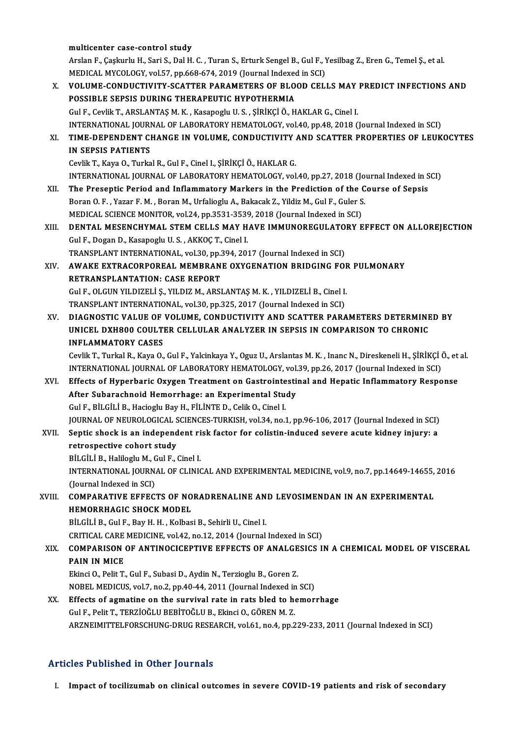multicenter case-control study

Arslan F., Çaşkurlu H., Sari S., Dal H. C. , Turan S., Erturk Sengel B., Gul F., Yesilbag Z., Eren G., Temel Ş., et al.

MEDICAL MYCOLOGY, vol.57, pp.668-674, 2019 (Journal Indexed in SCI)

X. **VOLUME-CONDUCTIVITY-SCATTER PARAMETERS OF BLOOD CELLS MAY PREDICT INFECTIONS AND POSSIBLE SEPSIS DURING THERAPEUTIC HYPOTHERMIA**

Gul F., Cevlik T., ARSLANTAŞ M. K. , Kasapoglu U. S. , ŞİRİKÇİ Ö., HAKLAR G., Cinel I.

INTERNATIONAL JOURNAL OF LABORATORY HEMATOLOGY, vol.40, pp.48, 2018 (Journal Indexed in SCI)

XI. **TIME-DEPENDENT CHANGE IN VOLUME, CONDUCTIVITY AND SCATTER PROPERTIES OF LEUKOCYTES IN SEPSIS PATIENTS**

Cevlik T., Kaya O., Turkal R., Gul F., Cinel I., ŞİRİKÇİ Ö., HAKLAR G.

INTERNATIONAL JOURNAL OF LABORATORY HEMATOLOGY, vol.40, pp.27, 2018 (Journal Indexed in SCI)

XII. **The Preseptic Period and Inflammatory Markers in the Prediction of the Course of Sepsis**

Boran O. F. , Yazar F. M. , Boran M., Urfalioglu A., Bakacak Z., Yildiz M., Gul F., Guler S.

MEDICAL SCIENCE MONITOR, vol.24, pp.3531-3539, 2018 (Journal Indexed in SCI)

XIII. **DENTAL MESENCHYMAL STEM CELLS MAY HAVE IMMUNOREGULATORY EFFECT ON ALLOREJECTION**

Gul F., Dogan D., Kasapoglu U. S. , AKKOÇ T., Cinel I.

TRANSPLANT INTERNATIONAL, vol.30, pp.394, 2017 (Journal Indexed in SCI)

XIV. **AWAKE EXTRACORPOREAL MEMBRANE OXYGENATION BRIDGING FOR PULMONARY RETRANSPLANTATION: CASE REPORT**

Gul F., OLGUN YILDIZELİ Ş., YILDIZ M., ARSLANTAŞ M. K. , YILDIZELİ B., Cinel I.

TRANSPLANT INTERNATIONAL, vol.30, pp.325, 2017 (Journal Indexed in SCI)

XV. **DIAGNOSTIC VALUE OF VOLUME, CONDUCTIVITY AND SCATTER PARAMETERS DETERMINED BY UNICEL DXH800 COULTER CELLULAR ANALYZER IN SEPSIS IN COMPARISON TO CHRONIC INFLAMMATORY CASES**

Cevlik T., Turkal R., Kaya O., Gul F., Yalcinkaya Y., Oguz U., Arslantas M. K. , Inanc N., Direskeneli H., ŞİRİKÇİ Ö., et al.

INTERNATIONAL JOURNAL OF LABORATORY HEMATOLOGY, vol.39, pp.26, 2017 (Journal Indexed in SCI)

XVI. **Effects of Hyperbaric Oxygen Treatment on Gastrointestinal and Hepatic Inflammatory Response After Subarachnoid Hemorrhage: an Experimental Study**

Gul F., BİLGİLİ B., Hacioglu Bay H., FİLİNTE D., Celik O., Cinel I.

JOURNAL OF NEUROLOGICAL SCIENCES-TURKISH, vol.34, no.1, pp.96-106, 2017 (Journal Indexed in SCI)

XVII. **Septic shock is an independent risk factor for colistin-induced severe acute kidney injury: a retrospective cohort study**

BİLGİLİ B., Haliloglu M., Gul F., Cinel I.

INTERNATIONAL JOURNAL OF CLINICAL AND EXPERIMENTAL MEDICINE, vol.9, no.7, pp.14649-14655, 2016 (Journal Indexed in SCI)

XVIII. **COMPARATIVE EFFECTS OF NORADRENALINE AND LEVOSIMENDAN IN AN EXPERIMENTAL HEMORRHAGIC SHOCK MODEL**

BİLGİLİ B., Gul F., Bay H. H. , Kolbasi B., Sehirli U., Cinel I.

CRITICAL CARE MEDICINE, vol.42, no.12, 2014 (Journal Indexed in SCI)

XIX. **COMPARISON OF ANTINOCICEPTIVE EFFECTS OF ANALGESICS IN A CHEMICAL MODEL OF VISCERAL PAIN IN MICE**

Ekinci O., Pelit T., Gul F., Subasi D., Aydin N., Terzioglu B., Goren Z.

NOBEL MEDICUS, vol.7, no.2, pp.40-44, 2011 (Journal Indexed in SCI)

XX. **Effects of agmatine on the survival rate in rats bled to hemorrhage**

Gul F., Pelit T., TERZİOĞLU BEBİTOĞLU B., Ekinci O., GÖREN M. Z.

ARZNEIMITTELFORSCHUNG-DRUG RESEARCH, vol.61, no.4, pp.229-233, 2011 (Journal Indexed in SCI)

## Articles Published in Other Journals

I. **Impact of tocilizumab on clinical outcomes in severe COVID-19 patients and risk of secondary**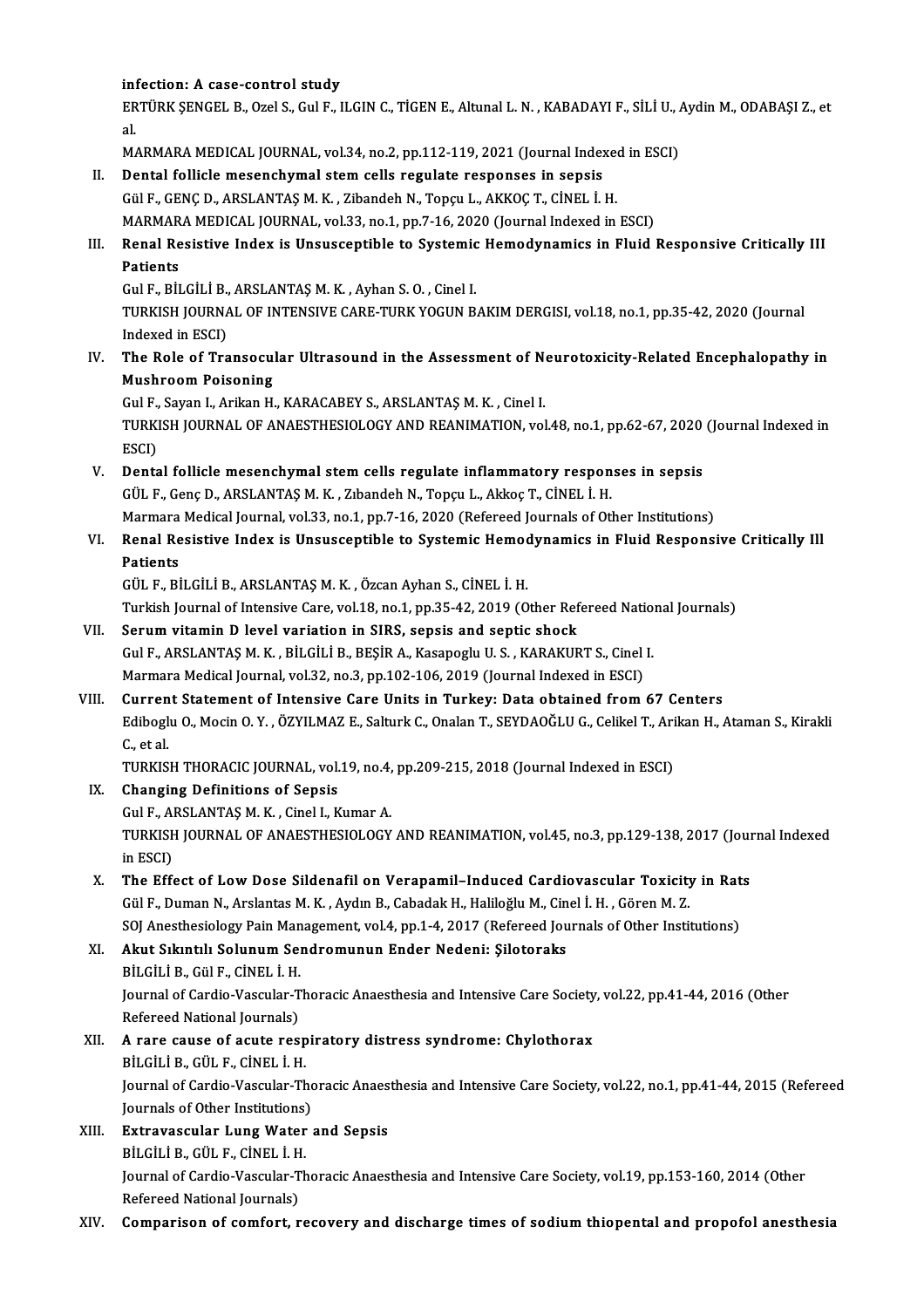infection: A case-control study

ERTÜRK ŞENGEL B., Ozel S., Gul F., ILGIN C., TİGEN E., Altunal L. N. , KABADAYI F., SİLİ U., Aydin M., ODABAŞI Z., et al.

MARMARA MEDICAL JOURNAL, vol.34, no.2, pp.112-119, 2021 (Journal Indexed in ESCI)

II. **Dental follicle mesenchymal stem cells regulate responses in sepsis**

Gül F., GENÇ D., ARSLANTAŞ M. K. , Zibandeh N., Topçu L., AKKOÇ T., CİNEL İ. H.

MARMARA MEDICAL JOURNAL, vol.33, no.1, pp.7-16, 2020 (Journal Indexed in ESCI)

III. **Renal Resistive Index is Unsusceptible to Systemic Hemodynamics in Fluid Responsive Critically III Patients**

Gul F., BİLGİLİ B., ARSLANTAŞ M. K. , Ayhan S. O. , Cinel I.

TURKISH JOURNAL OF INTENSIVE CARE-TURK YOGUN BAKIM DERGISI, vol.18, no.1, pp.35-42, 2020 (Journal Indexed in ESCI)

IV. **The Role of Transocular Ultrasound in the Assessment of Neurotoxicity-Related Encephalopathy in Mushroom Poisoning**

Gul F., Sayan I., Arikan H., KARACABEY S., ARSLANTAŞ M. K. , Cinel I.

TURKISH JOURNAL OF ANAESTHESIOLOGY AND REANIMATION, vol.48, no.1, pp.62-67, 2020 (Journal Indexed in ESCI)

V. **Dental follicle mesenchymal stem cells regulate inflammatory responses in sepsis**

GÜL F., Genç D., ARSLANTAŞ M. K. , Zibandeh N., Topçu L., Akkoç T., CİNEL İ. H.

Marmara Medical Journal, vol.33, no.1, pp.7-16, 2020 (Refereed Journals of Other Institutions)

VI. **Renal Resistive Index is Unsusceptible to Systemic Hemodynamics in Fluid Responsive Critically Ill Patients**

GÜL F., BİLGİLİ B., ARSLANTAŞ M. K. , Özcan Ayhan S., CİNEL İ. H.

Turkish Journal of Intensive Care, vol.18, no.1, pp.35-42, 2019 (Other Refereed National Journals)

VII. **Serum vitamin D level variation in SIRS, sepsis and septic shock**

Gul F., ARSLANTAŞ M. K. , BİLGİLİ B., BEŞİR A., Kasapoglu U. S. , KARAKURT S., Cinel I.

Marmara Medical Journal, vol.32, no.3, pp.102-106, 2019 (Journal Indexed in ESCI)

VIII. **Current Statement of Intensive Care Units in Turkey: Data obtained from 67 Centers**

Ediboglu O., Mocin O. Y. , ÖZYILMAZ E., Salturk C., Onalan T., SEYDAOĞLU G., Celikel T., Arikan H., Ataman S., Kirakli C., et al.

TURKISH THORACIC JOURNAL, vol.19, no.4, pp.209-215, 2018 (Journal Indexed in ESCI)

IX. **Changing Definitions of Sepsis**

Gul F., ARSLANTAŞ M. K. , Cinel I., Kumar A.

TURKISH JOURNAL OF ANAESTHESIOLOGY AND REANIMATION, vol.45, no.3, pp.129-138, 2017 (Journal Indexed in ESCI)

X. **The Effect of Low Dose Sildenafil on Verapamil–Induced Cardiovascular Toxicity in Rats**

Gül F., Duman N., Arslantas M. K. , Aydın B., Cabadak H., Haliloğlu M., Cinel İ. H. , Gören M. Z.

SOJ Anesthesiology Pain Management, vol.4, pp.1-4, 2017 (Refereed Journals of Other Institutions)

XI. **Akut Sıkıntılı Solunum Sendromunun Ender Nedeni: Şilotoraks**

BİLGİLİ B., Gül F., CİNEL İ. H.

Journal of Cardio-Vascular-Thoracic Anaesthesia and Intensive Care Society, vol.22, pp.41-44, 2016 (Other Refereed National Journals)

XII. **A rare cause of acute respiratory distress syndrome: Chylothorax**

BİLGİLİ B., GÜL F., CİNEL İ. H.

Journal of Cardio-Vascular-Thoracic Anaesthesia and Intensive Care Society, vol.22, no.1, pp.41-44, 2015 (Refereed Journals of Other Institutions)

XIII. **Extravascular Lung Water and Sepsis**

BİLGİLİ B., GÜL F., CİNEL İ. H.

Journal of Cardio-Vascular-Thoracic Anaesthesia and Intensive Care Society, vol.19, pp.153-160, 2014 (Other Refereed National Journals)

XIV. **Comparison of comfort, recovery and discharge times of sodium thiopental and propofol anesthesia**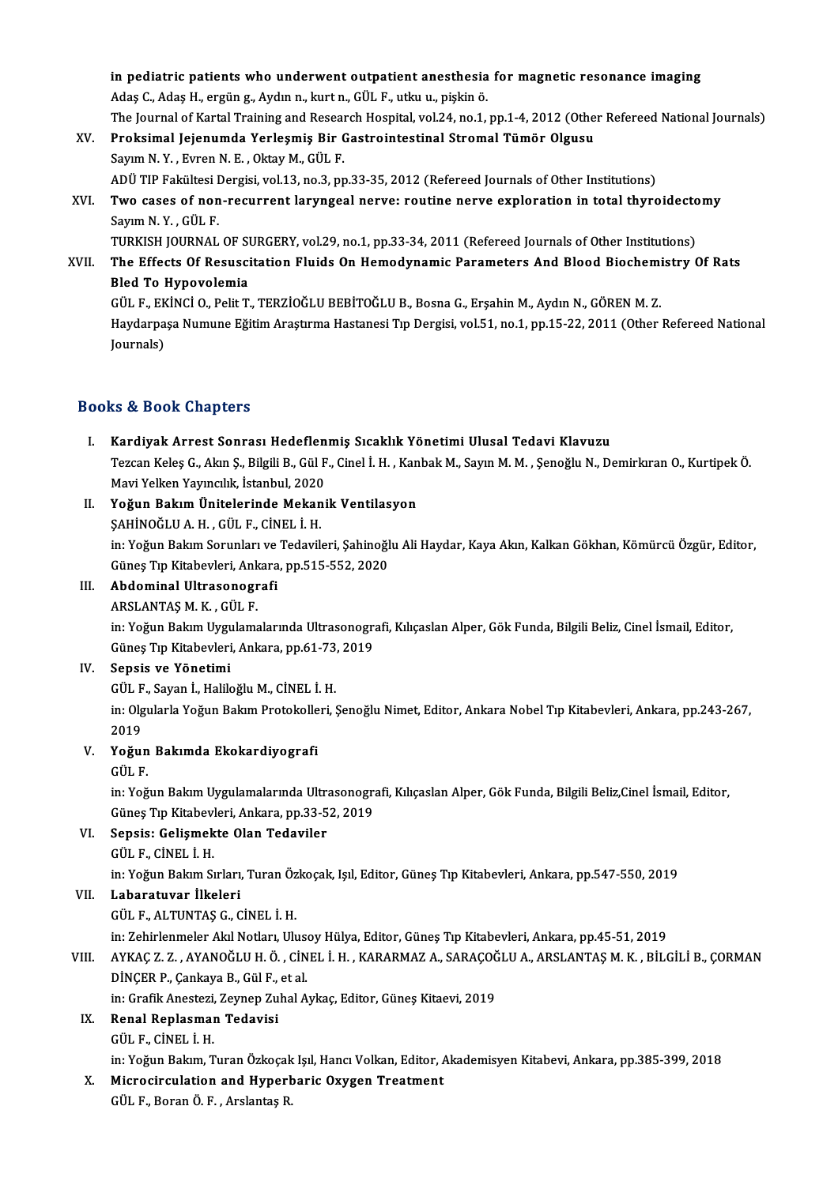in pediatric patients who underwent outpatient anesthesia for magnetic resonance imaging
Adaş C., Adaş H., ergün g., Aydın n., kurt n., GÜL F., utku u., pişkin ö.
The Journal of Kartal Training and Research Hospital, vol.24, no.1, pp.1-4, 2012 (Other Refereed National Journals)

XV. **Proksimal Jejenumda Yerleşmiş Bir Gastrointestinal Stromal Tümör Olgusu**
Sayım N. Y. , Evren N. E. , Oktay M., GÜL F.
ADÜ TIP Fakültesi Dergisi, vol.13, no.3, pp.33-35, 2012 (Refereed Journals of Other Institutions)

XVI. **Two cases of non-recurrent laryngeal nerve: routine nerve exploration in total thyroidectomy**
Sayım N. Y. , GÜL F.
TURKISH JOURNAL OF SURGERY, vol.29, no.1, pp.33-34, 2011 (Refereed Journals of Other Institutions)

XVII. **The Effects Of Resuscitation Fluids On Hemodynamic Parameters And Blood Biochemistry Of Rats Bled To Hypovolemia**
GÜL F., EKİNCİ O., Pelit T., TERZİOĞLU BEBİTOĞLU B., Bosna G., Erşahin M., Aydın N., GÖREN M. Z.
Haydarpaşa Numune Eğitim Araştırma Hastanesi Tıp Dergisi, vol.51, no.1, pp.15-22, 2011 (Other Refereed National Journals)

## Books & Book Chapters

I. **Kardiyak Arrest Sonrası Hedeflenmiş Sıcaklık Yönetimi Ulusal Tedavi Klavuzu**
Tezcan Keleş G., Akın Ş., Bilgili B., Gül F., Cinel İ. H. , Kanbak M., Sayın M. M. , Şenoğlu N., Demirkıran O., Kurtipek Ö.
Mavi Yelken Yayıncılık, İstanbul, 2020

II. **Yoğun Bakım Ünitelerinde Mekanik Ventilasyon**
ŞAHİNOĞLU A. H. , GÜL F., CİNEL İ. H.
in: Yoğun Bakım Sorunları ve Tedavileri, Şahinoğlu Ali Haydar, Kaya Akın, Kalkan Gökhan, Kömürcü Özgür, Editor, Güneş Tıp Kitabevleri, Ankara, pp.515-552, 2020

III. **Abdominal Ultrasonografi**
ARSLANTAŞ M. K. , GÜL F.
in: Yoğun Bakım Uygulamalarında Ultrasonografi, Kılıçaslan Alper, Gök Funda, Bilgili Beliz, Cinel İsmail, Editor, Güneş Tıp Kitabevleri, Ankara, pp.61-73, 2019

IV. **Sepsis ve Yönetimi**
GÜL F., Sayan İ., Haliloğlu M., CİNEL İ. H.
in: Olgularla Yoğun Bakım Protokolleri, Şenoğlu Nimet, Editor, Ankara Nobel Tıp Kitabevleri, Ankara, pp.243-267, 2019

V. **Yoğun Bakımda Ekokardiyografi**
GÜL F.
in: Yoğun Bakım Uygulamalarında Ultrasonografi, Kılıçaslan Alper, Gök Funda, Bilgili Beliz,Cinel İsmail, Editor, Güneş Tıp Kitabevleri, Ankara, pp.33-52, 2019

VI. **Sepsis: Gelişmekte Olan Tedaviler**
GÜL F., CİNEL İ. H.
in: Yoğun Bakım Sırları, Turan Özkoçak, Işıl, Editor, Güneş Tıp Kitabevleri, Ankara, pp.547-550, 2019

VII. **Labaratuvar İlkeleri**
GÜL F., ALTUNTAŞ G., CİNEL İ. H.
in: Zehirlenmeler Akıl Notları, Ulusoy Hülya, Editor, Güneş Tıp Kitabevleri, Ankara, pp.45-51, 2019

VIII. AYKAÇ Z. Z. , AYANOĞLU H. Ö. , CİNEL İ. H. , KARARMAZ A., SARAÇOĞLU A., ARSLANTAŞ M. K. , BİLGİLİ B., ÇORMAN DİNÇER P., Çankaya B., Gül F., et al.
in: Grafik Anestezi, Zeynep Zuhal Aykaç, Editor, Güneş Kitaevi, 2019

IX. **Renal Replasman Tedavisi**
GÜL F., CİNEL İ. H.
in: Yoğun Bakım, Turan Özkoçak Işıl, Hancı Volkan, Editor, Akademisyen Kitabevi, Ankara, pp.385-399, 2018

X. **Microcirculation and Hyperbaric Oxygen Treatment**
GÜL F., Boran Ö. F. , Arslantaş R.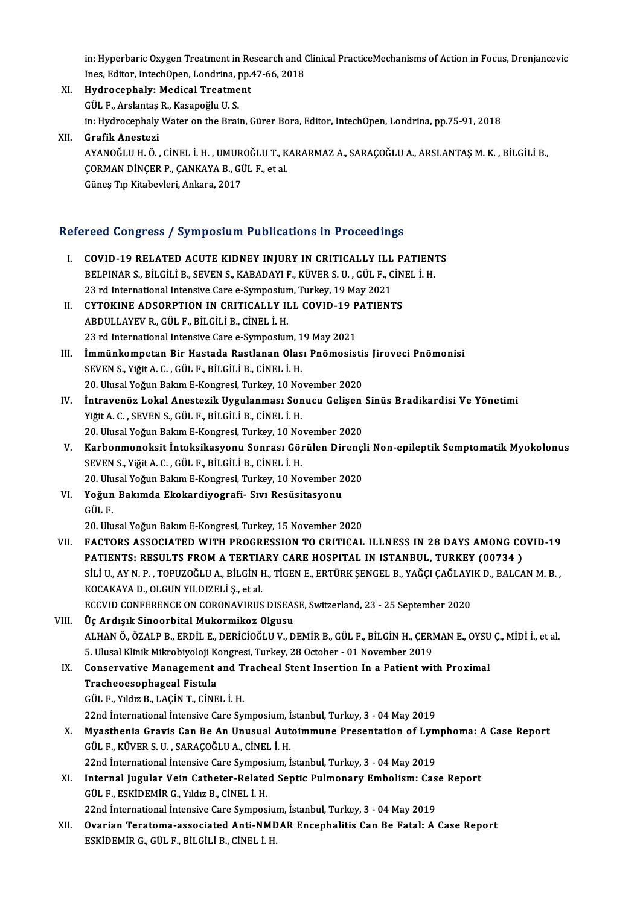in: Hyperbaric Oxygen Treatment in Research and Clinical PracticeMechanisms of Action in Focus, Drenjancevic Ines, Editor, IntechOpen, Londrina, pp.47-66, 2018

XI. **Hydrocephaly: Medical Treatment**
GÜL F., Arslantaş R., Kasapoğlu U. S.
in: Hydrocephaly Water on the Brain, Gürer Bora, Editor, IntechOpen, Londrina, pp.75-91, 2018

XII. **Grafik Anestezi**
AYANOĞLU H. Ö. , CİNEL İ. H. , UMUROĞLU T., KARARMAZ A., SARAÇOĞLU A., ARSLANTAŞ M. K. , BİLGİLİ B., ÇORMAN DİNÇER P., ÇANKAYA B., GÜL F., et al.
Güneş Tıp Kitabevleri, Ankara, 2017

## Refereed Congress / Symposium Publications in Proceedings

I. **COVID-19 RELATED ACUTE KIDNEY INJURY IN CRITICALLY ILL PATIENTS**
BELPINAR S., BİLGİLİ B., SEVEN S., KABADAYI F., KÜVER S. U. , GÜL F., CİNEL İ. H.
23 rd International Intensive Care e-Symposium, Turkey, 19 May 2021

II. **CYTOKINE ADSORPTION IN CRITICALLY ILL COVID-19 PATIENTS**
ABDULLAYEV R., GÜL F., BİLGİLİ B., CİNEL İ. H.
23 rd International Intensive Care e-Symposium, 19 May 2021

III. **İmmünkompetan Bir Hastada Rastlanan Olası Pnömosistis Jiroveci Pnömonisi**
SEVEN S., Yiğit A. C. , GÜL F., BİLGİLİ B., CİNEL İ. H.
20. Ulusal Yoğun Bakım E-Kongresi, Turkey, 10 November 2020

IV. **İntravenöz Lokal Anestezik Uygulanması Sonucu Gelişen Sinüs Bradikardisi Ve Yönetimi**
Yiğit A. C. , SEVEN S., GÜL F., BİLGİLİ B., CİNEL İ. H.
20. Ulusal Yoğun Bakım E-Kongresi, Turkey, 10 November 2020

V. **Karbonmonoksit İntoksikasyonu Sonrası Görülen Dirençli Non-epileptik Semptomatik Myokolonus**
SEVEN S., Yiğit A. C. , GÜL F., BİLGİLİ B., CİNEL İ. H.
20. Ulusal Yoğun Bakım E-Kongresi, Turkey, 10 November 2020

VI. **Yoğun Bakımda Ekokardiyografi- Sıvı Resüsitasyonu**
GÜL F.
20. Ulusal Yoğun Bakım E-Kongresi, Turkey, 15 November 2020

VII. **FACTORS ASSOCIATED WITH PROGRESSION TO CRITICAL ILLNESS IN 28 DAYS AMONG COVID-19 PATIENTS: RESULTS FROM A TERTIARY CARE HOSPITAL IN ISTANBUL, TURKEY (00734 )**
SİLİ U., AY N. P. , TOPUZOĞLU A., BİLGİN H., TİGEN E., ERTÜRK ŞENGEL B., YAĞÇI ÇAĞLAYIK D., BALCAN M. B. , KOCAKAYA D., OLGUN YILDIZELİ Ş., et al.
ECCVID CONFERENCE ON CORONAVIRUS DISEASE, Switzerland, 23 - 25 September 2020

VIII. **Üç Ardışık Sinoorbital Mukormikoz Olgusu**
ALHAN Ö., ÖZALP B., ERDİL E., DERİCİOĞLU V., DEMİR B., GÜL F., BİLGİN H., ÇERMAN E., OYSU Ç., MİDİ İ., et al.
5. Ulusal Klinik Mikrobiyoloji Kongresi, Turkey, 28 October - 01 November 2019

IX. **Conservative Management and Tracheal Stent Insertion In a Patient with Proximal Tracheoesophageal Fistula**
GÜL F., Yıldız B., LAÇİN T., CİNEL İ. H.
22nd İnternational İntensive Care Symposium, İstanbul, Turkey, 3 - 04 May 2019

X. **Myasthenia Gravis Can Be An Unusual Autoimmune Presentation of Lymphoma: A Case Report**
GÜL F., KÜVER S. U. , SARAÇOĞLU A., CİNEL İ. H.
22nd İnternational İntensive Care Symposium, İstanbul, Turkey, 3 - 04 May 2019

XI. **Internal Jugular Vein Catheter-Related Septic Pulmonary Embolism: Case Report**
GÜL F., ESKİDEMİR G., Yıldız B., CİNEL İ. H.
22nd İnternational İntensive Care Symposium, İstanbul, Turkey, 3 - 04 May 2019

XII. **Ovarian Teratoma-associated Anti-NMDAR Encephalitis Can Be Fatal: A Case Report**
ESKİDEMİR G., GÜL F., BİLGİLİ B., CİNEL İ. H.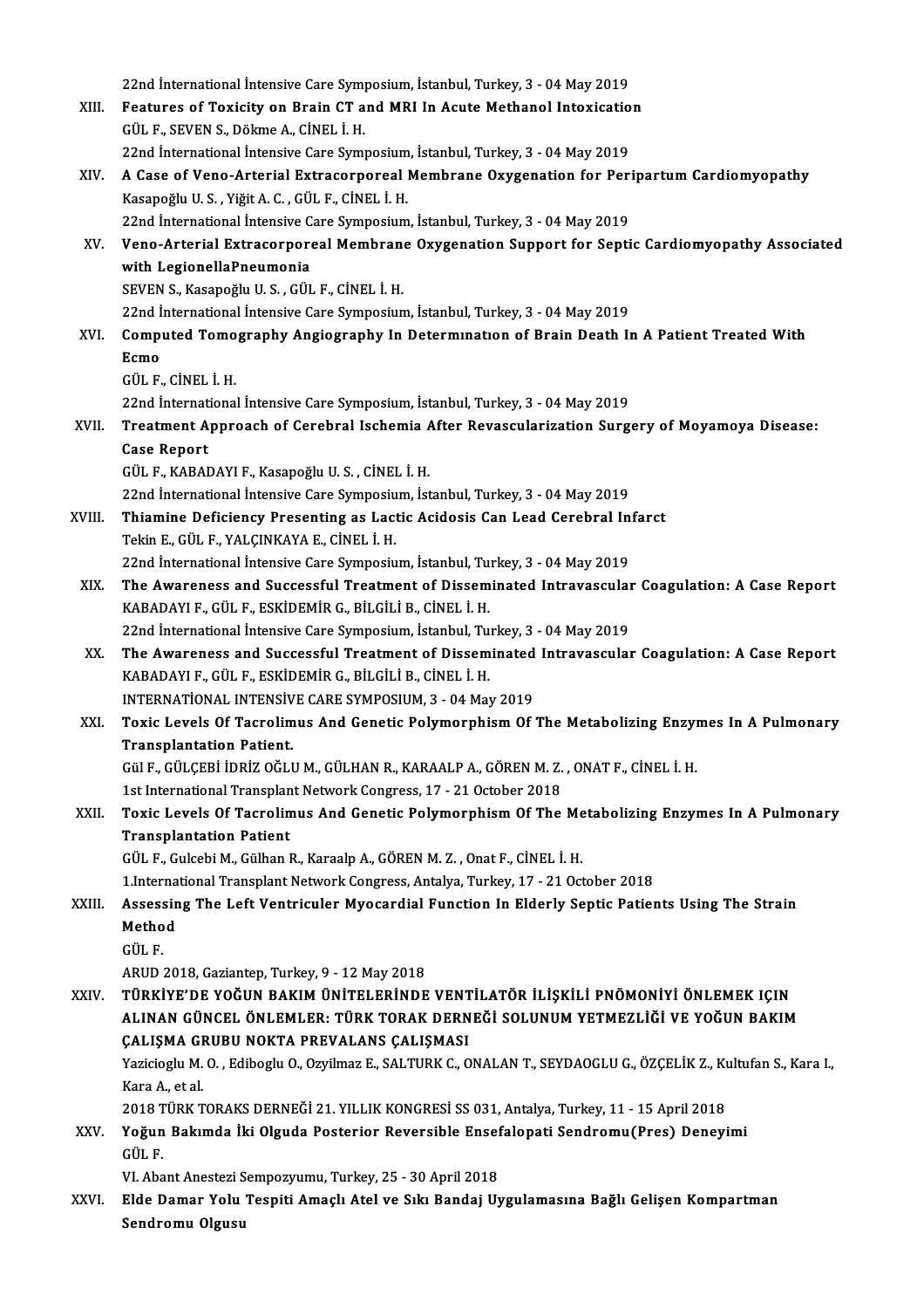22nd İnternational İntensive Care Symposium, İstanbul, Turkey, 3 - 04 May 2019

XIII. **Features of Toxicity on Brain CT and MRI In Acute Methanol Intoxication**
GÜL F., SEVEN S., Dökme A., CİNEL İ. H.
22nd İnternational İntensive Care Symposium, İstanbul, Turkey, 3 - 04 May 2019

XIV. **A Case of Veno-Arterial Extracorporeal Membrane Oxygenation for Peripartum Cardiomyopathy**
Kasapoğlu U. S. , Yiğit A. C. , GÜL F., CİNEL İ. H.
22nd İnternational İntensive Care Symposium, İstanbul, Turkey, 3 - 04 May 2019

XV. **Veno-Arterial Extracorporeal Membrane Oxygenation Support for Septic Cardiomyopathy Associated with LegionellaPneumonia**
SEVEN S., Kasapoğlu U. S. , GÜL F., CİNEL İ. H.
22nd İnternational İntensive Care Symposium, İstanbul, Turkey, 3 - 04 May 2019

XVI. **Computed Tomography Angiography In Determınatıon of Brain Death In A Patient Treated With Ecmo**
GÜL F., CİNEL İ. H.
22nd İnternational İntensive Care Symposium, İstanbul, Turkey, 3 - 04 May 2019

XVII. **Treatment Approach of Cerebral Ischemia After Revascularization Surgery of Moyamoya Disease: Case Report**
GÜL F., KABADAYI F., Kasapoğlu U. S. , CİNEL İ. H.
22nd İnternational İntensive Care Symposium, İstanbul, Turkey, 3 - 04 May 2019

XVIII. **Thiamine Deficiency Presenting as Lactic Acidosis Can Lead Cerebral Infarct**
Tekin E., GÜL F., YALÇINKAYA E., CİNEL İ. H.
22nd İnternational İntensive Care Symposium, İstanbul, Turkey, 3 - 04 May 2019

XIX. **The Awareness and Successful Treatment of Disseminated Intravascular Coagulation: A Case Report**
KABADAYI F., GÜL F., ESKİDEMİR G., BİLGİLİ B., CİNEL İ. H.
22nd İnternational İntensive Care Symposium, İstanbul, Turkey, 3 - 04 May 2019

XX. **The Awareness and Successful Treatment of Disseminated Intravascular Coagulation: A Case Report**
KABADAYI F., GÜL F., ESKİDEMİR G., BİLGİLİ B., CİNEL İ. H.
INTERNATİONAL INTENSİVE CARE SYMPOSIUM, 3 - 04 May 2019

XXI. **Toxic Levels Of Tacrolimus And Genetic Polymorphism Of The Metabolizing Enzymes In A Pulmonary Transplantation Patient.**
Gül F., GÜLÇEBİ İDRİZ OĞLU M., GÜLHAN R., KARAALP A., GÖREN M. Z. , ONAT F., CİNEL İ. H.
1st International Transplant Network Congress, 17 - 21 October 2018

XXII. **Toxic Levels Of Tacrolimus And Genetic Polymorphism Of The Metabolizing Enzymes In A Pulmonary Transplantation Patient**
GÜL F., Gulcebi M., Gülhan R., Karaalp A., GÖREN M. Z. , Onat F., CİNEL İ. H.
1.International Transplant Network Congress, Antalya, Turkey, 17 - 21 October 2018

XXIII. **Assessing The Left Ventriculer Myocardial Function In Elderly Septic Patients Using The Strain Method**
GÜL F.
ARUD 2018, Gaziantep, Turkey, 9 - 12 May 2018

XXIV. **TÜRKİYE'DE YOĞUN BAKIM ÜNİTELERİNDE VENTİLATÖR İLİŞKİLİ PNÖMONİYİ ÖNLEMEK IÇIN ALINAN GÜNCEL ÖNLEMLER: TÜRK TORAK DERNEĞİ SOLUNUM YETMEZLİĞİ VE YOĞUN BAKIM ÇALIŞMA GRUBU NOKTA PREVALANS ÇALIŞMASI**
Yazicioglu M. O. , Ediboglu O., Ozyilmaz E., SALTURK C., ONALAN T., SEYDAOGLU G., ÖZÇELİK Z., Kultufan S., Kara I., Kara A., et al.
2018 TÜRK TORAKS DERNEĞİ 21. YILLIK KONGRESİ SS 031, Antalya, Turkey, 11 - 15 April 2018

XXV. **Yoğun Bakımda İki Olguda Posterior Reversible Ensefalopati Sendromu(Pres) Deneyimi**
GÜL F.
VI. Abant Anestezi Sempozyumu, Turkey, 25 - 30 April 2018

XXVI. **Elde Damar Yolu Tespiti Amaçlı Atel ve Sıkı Bandaj Uygulamasına Bağlı Gelişen Kompartman Sendromu Olgusu**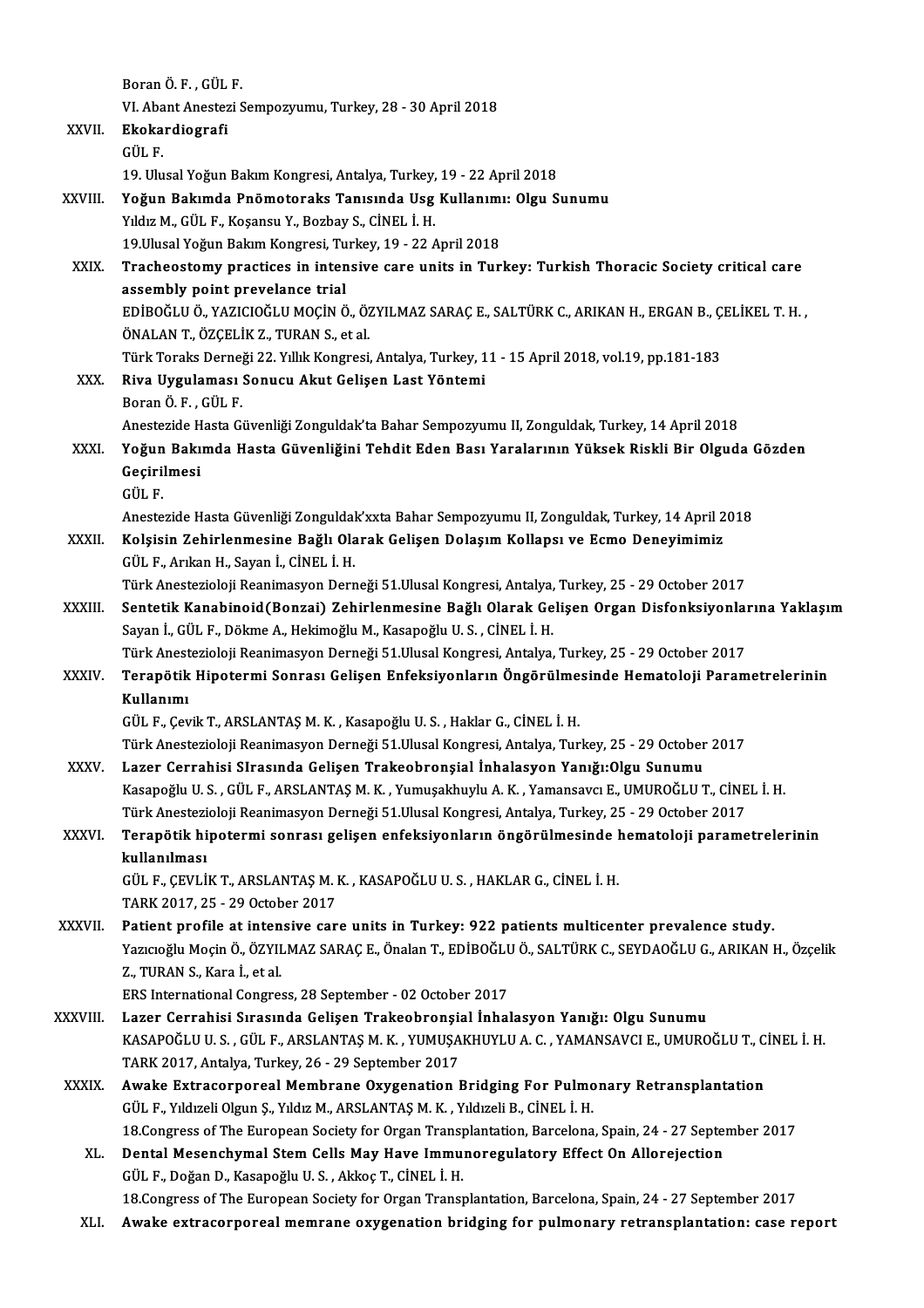Boran Ö. F. , GÜL F.
VI. Abant Anestezi Sempozyumu, Turkey, 28 - 30 April 2018

XXVII. **Ekokardiografi**
GÜL F.
19. Ulusal Yoğun Bakım Kongresi, Antalya, Turkey, 19 - 22 April 2018

XXVIII. **Yoğun Bakımda Pnömotoraks Tanısında Usg Kullanımı: Olgu Sunumu**
Yıldız M., GÜL F., Koşansu Y., Bozbay S., CİNEL İ. H.
19.Ulusal Yoğun Bakım Kongresi, Turkey, 19 - 22 April 2018

XXIX. **Tracheostomy practices in intensive care units in Turkey: Turkish Thoracic Society critical care assembly point prevelance trial**
EDİBOĞLU Ö., YAZICIOĞLU MOÇİN Ö., ÖZYILMAZ SARAÇ E., SALTÜRK C., ARIKAN H., ERGAN B., ÇELİKEL T. H. , ÖNALAN T., ÖZÇELİK Z., TURAN S., et al.
Türk Toraks Derneği 22. Yıllık Kongresi, Antalya, Turkey, 11 - 15 April 2018, vol.19, pp.181-183

XXX. **Riva Uygulaması Sonucu Akut Gelişen Last Yöntemi**
Boran Ö. F. , GÜL F.
Anestezide Hasta Güvenliği Zonguldak'ta Bahar Sempozyumu II, Zonguldak, Turkey, 14 April 2018

XXXI. **Yoğun Bakımda Hasta Güvenliğini Tehdit Eden Bası Yaralarının Yüksek Riskli Bir Olguda Gözden Geçirilmesi**
GÜL F.
Anestezide Hasta Güvenliği Zonguldak'xxta Bahar Sempozyumu II, Zonguldak, Turkey, 14 April 2018

XXXII. **Kolşisin Zehirlenmesine Bağlı Olarak Gelişen Dolaşım Kollapsı ve Ecmo Deneyimimiz**
GÜL F., Arıkan H., Sayan İ., CİNEL İ. H.
Türk Anesteziyoloji Reanimasyon Derneği 51.Ulusal Kongresi, Antalya, Turkey, 25 - 29 October 2017

XXXIII. **Sentetik Kanabinoid(Bonzai) Zehirlenmesine Bağlı Olarak Gelişen Organ Disfonksiyonlarına Yaklaşım**
Sayan İ., GÜL F., Dökme A., Hekimoğlu M., Kasapoğlu U. S. , CİNEL İ. H.
Türk Anesteziyoloji Reanimasyon Derneği 51.Ulusal Kongresi, Antalya, Turkey, 25 - 29 October 2017

XXXIV. **Terapötik Hipotermi Sonrası Gelişen Enfeksiyonların Öngörülmesinde Hematoloji Parametrelerinin Kullanımı**
GÜL F., Çevik T., ARSLANTAŞ M. K. , Kasapoğlu U. S. , Haklar G., CİNEL İ. H.
Türk Anesteziyoloji Reanimasyon Derneği 51.Ulusal Kongresi, Antalya, Turkey, 25 - 29 October 2017

XXXV. **Lazer Cerrahisi SIrasında Gelişen Trakeobronşial İnhalasyon Yanığı:Olgu Sunumu**
Kasapoğlu U. S. , GÜL F., ARSLANTAŞ M. K. , Yumuşakhuylu A. K. , Yamansavcı E., UMUROĞLU T., CİNEL İ. H.
Türk Anesteziyoloji Reanimasyon Derneği 51.Ulusal Kongresi, Antalya, Turkey, 25 - 29 October 2017

XXXVI. **Terapötik hipotermi sonrası gelişen enfeksiyonların öngörülmesinde hematoloji parametrelerinin kullanılması**
GÜL F., ÇEVLİK T., ARSLANTAŞ M. K. , KASAPOĞLU U. S. , HAKLAR G., CİNEL İ. H.
TARK 2017, 25 - 29 October 2017

XXXVII. **Patient profile at intensive care units in Turkey: 922 patients multicenter prevalence study.**
Yazıcıoğlu Moçin Ö., ÖZYILMAZ SARAÇ E., Önalan T., EDİBOĞLU Ö., SALTÜRK C., SEYDAOĞLU G., ARIKAN H., Özçelik Z., TURAN S., Kara İ., et al.
ERS International Congress, 28 September - 02 October 2017

XXXVIII. **Lazer Cerrahisi Sırasında Gelişen Trakeobronşial İnhalasyon Yanığı: Olgu Sunumu**
KASAPOĞLU U. S. , GÜL F., ARSLANTAŞ M. K. , YUMUŞAKHUYLU A. C. , YAMANSAVCI E., UMUROĞLU T., CİNEL İ. H.
TARK 2017, Antalya, Turkey, 26 - 29 September 2017

XXXIX. **Awake Extracorporeal Membrane Oxygenation Bridging For Pulmonary Retransplantation**
GÜL F., Yıldızeli Olgun Ş., Yıldız M., ARSLANTAŞ M. K. , Yıldızeli B., CİNEL İ. H.
18.Congress of The European Society for Organ Transplantation, Barcelona, Spain, 24 - 27 September 2017

XL. **Dental Mesenchymal Stem Cells May Have Immunoregulatory Effect On Allorejection**
GÜL F., Doğan D., Kasapoğlu U. S. , Akkoç T., CİNEL İ. H.
18.Congress of The European Society for Organ Transplantation, Barcelona, Spain, 24 - 27 September 2017

XLI. **Awake extracorporeal memrane oxygenation bridging for pulmonary retransplantation: case report**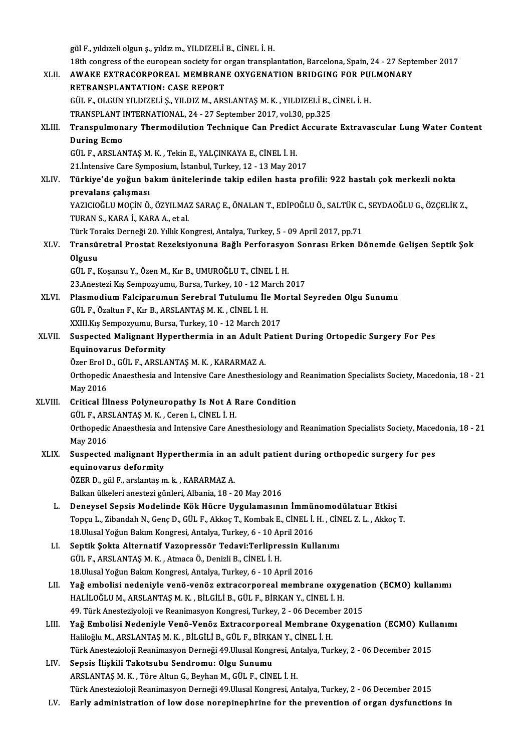gül F., yıldızeli olgun ş., yıldız m., YILDIZELİ B., CİNEL İ. H.
18th congress of the european society for organ transplantation, Barcelona, Spain, 24 - 27 September 2017

XLII. **AWAKE EXTRACORPOREAL MEMBRANE OXYGENATION BRIDGING FOR PULMONARY RETRANSPLANTATION: CASE REPORT**
GÜL F., OLGUN YILDIZELİ Ş., YILDIZ M., ARSLANTAŞ M. K. , YILDIZELİ B., CİNEL İ. H.
TRANSPLANT INTERNATIONAL, 24 - 27 September 2017, vol.30, pp.325

XLIII. **Transpulmonary Thermodilution Technique Can Predict Accurate Extravascular Lung Water Content During Ecmo**
GÜL F., ARSLANTAŞ M. K. , Tekin E., YALÇINKAYA E., CİNEL İ. H.
21.İntensive Care Symposium, İstanbul, Turkey, 12 - 13 May 2017

XLIV. **Türkiye'de yoğun bakım ünitelerinde takip edilen hasta profili: 922 hastalı çok merkezli nokta prevalans çalışması**
YAZICIOĞLU MOÇİN Ö., ÖZYILMAZ SARAÇ E., ÖNALAN T., EDİPOĞLU Ö., SALTÜK C., SEYDAOĞLU G., ÖZÇELİK Z., TURAN S., KARA İ., KARA A., et al.
Türk Toraks Derneği 20. Yıllık Kongresi, Antalya, Turkey, 5 - 09 April 2017, pp.71

XLV. **Transüretral Prostat Rezeksiyonuna Bağlı Perforasyon Sonrası Erken Dönemde Gelişen Septik Şok Olgusu**
GÜL F., Koşansu Y., Özen M., Kır B., UMUROĞLU T., CİNEL İ. H.
23.Anestezi Kış Sempozyumu, Bursa, Turkey, 10 - 12 March 2017

XLVI. **Plasmodium Falciparumun Serebral Tutulumu İle Mortal Seyreden Olgu Sunumu**
GÜL F., Özaltun F., Kır B., ARSLANTAŞ M. K. , CİNEL İ. H.
XXIII.Kış Sempozyumu, Bursa, Turkey, 10 - 12 March 2017

XLVII. **Suspected Malignant Hyperthermia in an Adult Patient During Ortopedic Surgery For Pes Equinovarus Deformity**
Özer Erol D., GÜL F., ARSLANTAŞ M. K. , KARARMAZ A.
Orthopedic Anaesthesia and Intensive Care Anesthesiology and Reanimation Specialists Society, Macedonia, 18 - 21 May 2016

XLVIII. **Critical İllness Polyneuropathy Is Not A Rare Condition**
GÜL F., ARSLANTAŞ M. K. , Ceren I., CİNEL İ. H.
Orthopedic Anaesthesia and Intensive Care Anesthesiology and Reanimation Specialists Society, Macedonia, 18 - 21 May 2016

XLIX. **Suspected malignant Hyperthermia in an adult patient during orthopedic surgery for pes equinovarus deformity**
ÖZER D., gül F., arslantaş m. k. , KARARMAZ A.
Balkan ülkeleri anestezi günleri, Albania, 18 - 20 May 2016

L. **Deneysel Sepsis Modelinde Kök Hücre Uygulamasının İmmünomodülatuar Etkisi**
Topçu L., Zibandah N., Genç D., GÜL F., Akkoç T., Kombak E., CİNEL İ. H. , CİNEL Z. L. , Akkoç T.
18.Ulusal Yoğun Bakım Kongresi, Antalya, Turkey, 6 - 10 April 2016

LI. **Septik Şokta Alternatif Vazopressör Tedavi:Terlipressin Kullanımı**
GÜL F., ARSLANTAŞ M. K. , Atmaca Ö., Denizli B., CİNEL İ. H.
18.Ulusal Yoğun Bakım Kongresi, Antalya, Turkey, 6 - 10 April 2016

LII. **Yağ embolisi nedeniyle venö-venöz extracorporeal membrane oxygenation (ECMO) kullanımı**
HALİLOĞLU M., ARSLANTAŞ M. K. , BİLGİLİ B., GÜL F., BİRKAN Y., CİNEL İ. H.
49. Türk Anesteziyoloji ve Reanimasyon Kongresi, Turkey, 2 - 06 December 2015

LIII. **Yağ Embolisi Nedeniyle Venö-Venöz Extracorporeal Membrane Oxygenation (ECMO) Kullanımı**
Haliloğlu M., ARSLANTAŞ M. K. , BİLGİLİ B., GÜL F., BİRKAN Y., CİNEL İ. H.
Türk Anestezioloji Reanimasyon Derneği 49.Ulusal Kongresi, Antalya, Turkey, 2 - 06 December 2015

LIV. **Sepsis İlişkili Takotsubu Sendromu: Olgu Sunumu**
ARSLANTAŞ M. K. , Töre Altun G., Beyhan M., GÜL F., CİNEL İ. H.
Türk Anestezioloji Reanimasyon Derneği 49.Ulusal Kongresi, Antalya, Turkey, 2 - 06 December 2015

LV. **Early administration of low dose norepinephrine for the prevention of organ dysfunctions in**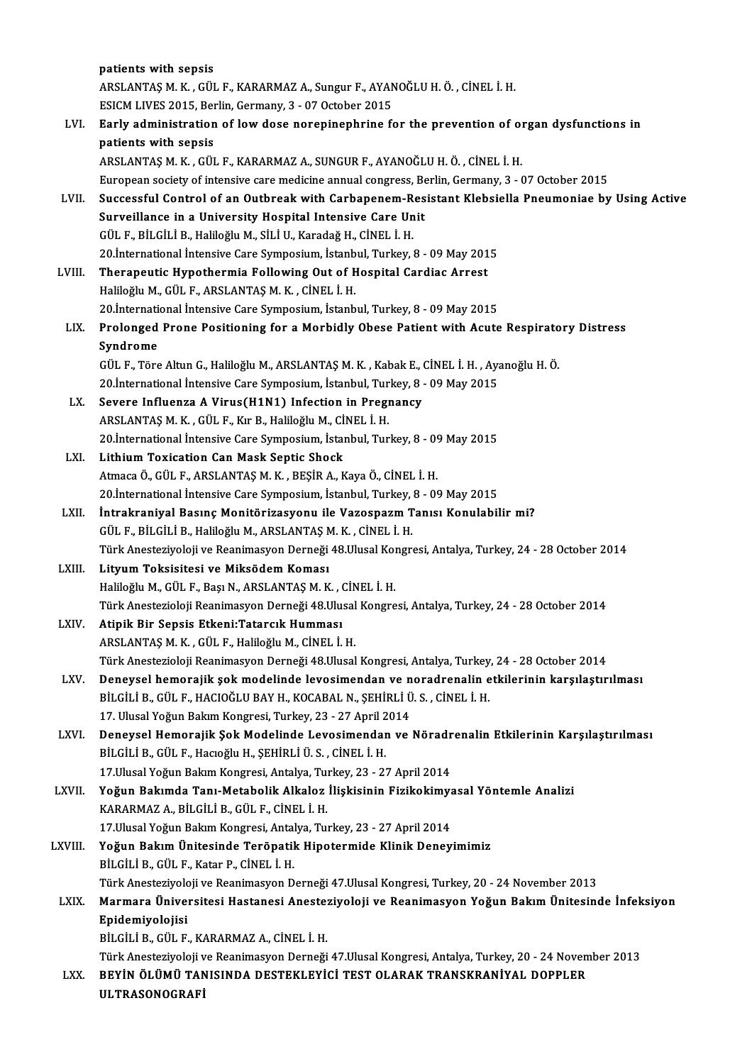patients with sepsis
ARSLANTAŞ M. K. , GÜL F., KARARMAZ A., Sungur F., AYANOĞLU H. Ö. , CİNEL İ. H.
ESICM LIVES 2015, Berlin, Germany, 3 - 07 October 2015

LVI. **Early administration of low dose norepinephrine for the prevention of organ dysfunctions in patients with sepsis**
ARSLANTAŞ M. K. , GÜL F., KARARMAZ A., SUNGUR F., AYANOĞLU H. Ö. , CİNEL İ. H.
European society of intensive care medicine annual congress, Berlin, Germany, 3 - 07 October 2015

LVII. **Successful Control of an Outbreak with Carbapenem-Resistant Klebsiella Pneumoniae by Using Active Surveillance in a University Hospital Intensive Care Unit**
GÜL F., BİLGİLİ B., Haliloğlu M., SİLİ U., Karadağ H., CİNEL İ. H.
20.International İntensive Care Symposium, İstanbul, Turkey, 8 - 09 May 2015

LVIII. **Therapeutic Hypothermia Following Out of Hospital Cardiac Arrest**
Haliloğlu M., GÜL F., ARSLANTAŞ M. K. , CİNEL İ. H.
20.International İntensive Care Symposium, İstanbul, Turkey, 8 - 09 May 2015

LIX. **Prolonged Prone Positioning for a Morbidly Obese Patient with Acute Respiratory Distress Syndrome**
GÜL F., Töre Altun G., Haliloğlu M., ARSLANTAŞ M. K. , Kabak E., CİNEL İ. H. , Ayanoğlu H. Ö.
20.International İntensive Care Symposium, İstanbul, Turkey, 8 - 09 May 2015

LX. **Severe Influenza A Virus(H1N1) Infection in Pregnancy**
ARSLANTAŞ M. K. , GÜL F., Kır B., Haliloğlu M., CİNEL İ. H.
20.International İntensive Care Symposium, İstanbul, Turkey, 8 - 09 May 2015

LXI. **Lithium Toxication Can Mask Septic Shock**
Atmaca Ö., GÜL F., ARSLANTAŞ M. K. , BEŞİR A., Kaya Ö., CİNEL İ. H.
20.International İntensive Care Symposium, İstanbul, Turkey, 8 - 09 May 2015

LXII. **İntrakraniyal Basınç Monitörizasyonu ile Vazospazm Tanısı Konulabilir mi?**
GÜL F., BİLGİLİ B., Haliloğlu M., ARSLANTAŞ M. K. , CİNEL İ. H.
Türk Anesteziyoloji ve Reanimasyon Derneği 48.Ulusal Kongresi, Antalya, Turkey, 24 - 28 October 2014

LXIII. **Lityum Toksisitesi ve Miksödem Koması**
Haliloğlu M., GÜL F., Başı N., ARSLANTAŞ M. K. , CİNEL İ. H.
Türk Anestezioloji Reanimasyon Derneği 48.Ulusal Kongresi, Antalya, Turkey, 24 - 28 October 2014

LXIV. **Atipik Bir Sepsis Etkeni:Tatarcık Humması**
ARSLANTAŞ M. K. , GÜL F., Haliloğlu M., CİNEL İ. H.
Türk Anestezioloji Reanimasyon Derneği 48.Ulusal Kongresi, Antalya, Turkey, 24 - 28 October 2014

LXV. **Deneysel hemorajik şok modelinde levosimendan ve noradrenalin etkilerinin karşılaştırılması**
BİLGİLİ B., GÜL F., HACIOĞLU BAY H., KOCABAL N., ŞEHİRLİ Ü. S. , CİNEL İ. H.
17. Ulusal Yoğun Bakım Kongresi, Turkey, 23 - 27 April 2014

LXVI. **Deneysel Hemorajik Şok Modelinde Levosimendan ve Nöradrenalin Etkilerinin Karşılaştırılması**
BİLGİLİ B., GÜL F., Hacıoğlu H., ŞEHİRLİ Ü. S. , CİNEL İ. H.
17.Ulusal Yoğun Bakım Kongresi, Antalya, Turkey, 23 - 27 April 2014

LXVII. **Yoğun Bakımda Tanı-Metabolik Alkaloz İlişkisinin Fizikokimyasal Yöntemle Analizi**
KARARMAZ A., BİLGİLİ B., GÜL F., CİNEL İ. H.
17.Ulusal Yoğun Bakım Kongresi, Antalya, Turkey, 23 - 27 April 2014

LXVIII. **Yoğun Bakım Ünitesinde Teröpatik Hipotermide Klinik Deneyimimiz**
BİLGİLİ B., GÜL F., Katar P., CİNEL İ. H.
Türk Anesteziyoloji ve Reanimasyon Derneği 47.Ulusal Kongresi, Turkey, 20 - 24 November 2013

LXIX. **Marmara Üniversitesi Hastanesi Anesteziyoloji ve Reanimasyon Yoğun Bakım Ünitesinde İnfeksiyon Epidemiyolojisi**
BİLGİLİ B., GÜL F., KARARMAZ A., CİNEL İ. H.
Türk Anesteziyoloji ve Reanimasyon Derneği 47.Ulusal Kongresi, Antalya, Turkey, 20 - 24 November 2013

LXX. **BEYİN ÖLÜMÜ TANISINDA DESTEKLEYİCİ TEST OLARAK TRANSKRANİYAL DOPPLER ULTRASONOGRAFİ**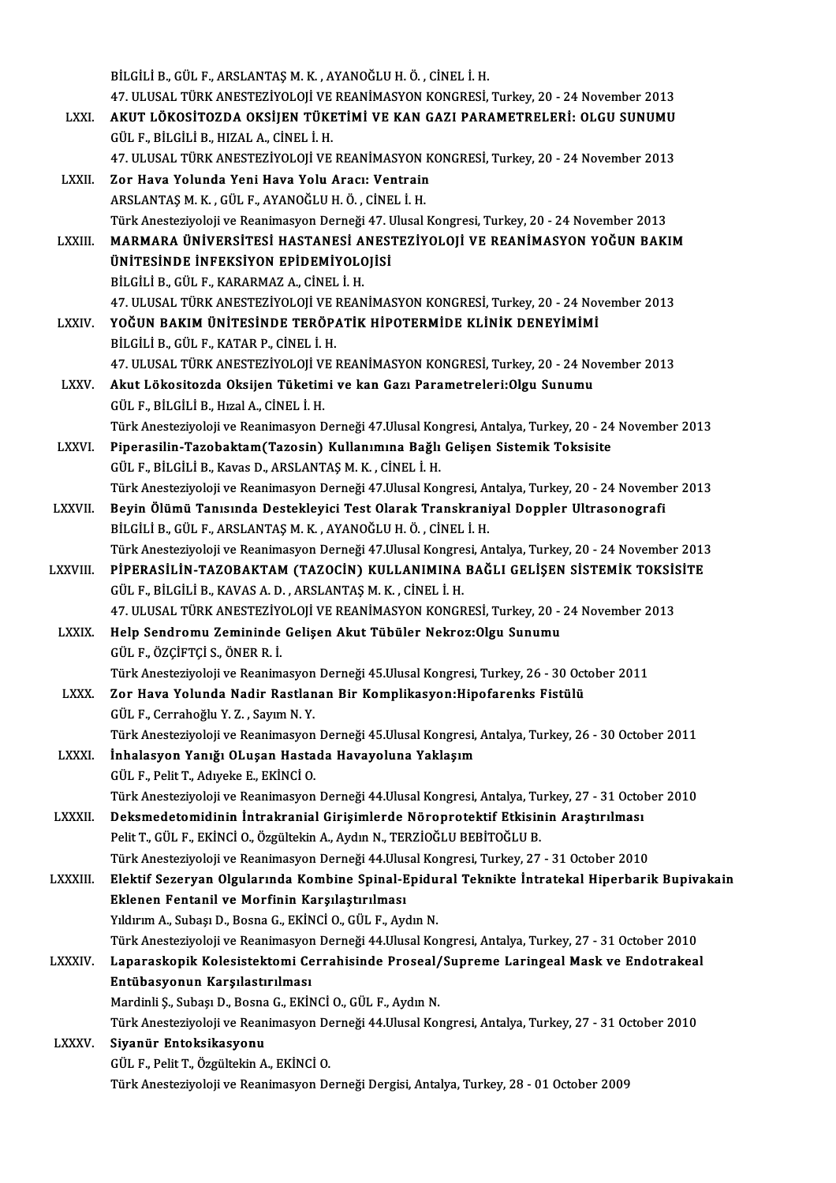BİLGİLİ B., GÜL F., ARSLANTAŞ M. K. , AYANOĞLU H. Ö. , CİNEL İ. H.
47. ULUSAL TÜRK ANESTEZİYOLOJİ VE REANİMASYON KONGRESİ, Turkey, 20 - 24 November 2013

LXXI. **AKUT LÖKOSİTOZDA OKSİJEN TÜKETİMİ VE KAN GAZI PARAMETRELERİ: OLGU SUNUMU**
GÜL F., BİLGİLİ B., HIZAL A., CİNEL İ. H.
47. ULUSAL TÜRK ANESTEZİYOLOJİ VE REANİMASYON KONGRESİ, Turkey, 20 - 24 November 2013

LXXII. **Zor Hava Yolunda Yeni Hava Yolu Aracı: Ventrain**
ARSLANTAŞ M. K. , GÜL F., AYANOĞLU H. Ö. , CİNEL İ. H.
Türk Anesteziyoloji ve Reanimasyon Derneği 47. Ulusal Kongresi, Turkey, 20 - 24 November 2013

LXXIII. **MARMARA ÜNİVERSİTESİ HASTANESİ ANESTEZİYOLOJİ VE REANİMASYON YOĞUN BAKIM ÜNİTESİNDE İNFEKSİYON EPİDEMİYOLOJİSİ**
BİLGİLİ B., GÜL F., KARARMAZ A., CİNEL İ. H.
47. ULUSAL TÜRK ANESTEZİYOLOJİ VE REANİMASYON KONGRESİ, Turkey, 20 - 24 November 2013

LXXIV. **YOĞUN BAKIM ÜNİTESİNDE TERÖPATİK HİPOTERMİDE KLİNİK DENEYİMİMİ**
BİLGİLİ B., GÜL F., KATAR P., CİNEL İ. H.
47. ULUSAL TÜRK ANESTEZİYOLOJİ VE REANİMASYON KONGRESİ, Turkey, 20 - 24 November 2013

LXXV. **Akut Lökositozda Oksijen Tüketimi ve kan Gazı Parametreleri:Olgu Sunumu**
GÜL F., BİLGİLİ B., Hızal A., CİNEL İ. H.
Türk Anesteziyoloji ve Reanimasyon Derneği 47.Ulusal Kongresi, Antalya, Turkey, 20 - 24 November 2013

LXXVI. **Piperasilin-Tazobaktam(Tazosin) Kullanımına Bağlı Gelişen Sistemik Toksisite**
GÜL F., BİLGİLİ B., Kavas D., ARSLANTAŞ M. K. , CİNEL İ. H.
Türk Anesteziyoloji ve Reanimasyon Derneği 47.Ulusal Kongresi, Antalya, Turkey, 20 - 24 November 2013

LXXVII. **Beyin Ölümü Tanısında Destekleyici Test Olarak Transkraniyal Doppler Ultrasonografi**
BİLGİLİ B., GÜL F., ARSLANTAŞ M. K. , AYANOĞLU H. Ö. , CİNEL İ. H.
Türk Anesteziyoloji ve Reanimasyon Derneği 47.Ulusal Kongresi, Antalya, Turkey, 20 - 24 November 2013

LXXVIII. **PİPERASİLİN-TAZOBAKTAM (TAZOCİN) KULLANIMINA BAĞLI GELİŞEN SİSTEMİK TOKSİSİTE**
GÜL F., BİLGİLİ B., KAVAS A. D. , ARSLANTAŞ M. K. , CİNEL İ. H.
47. ULUSAL TÜRK ANESTEZİYOLOJİ VE REANİMASYON KONGRESİ, Turkey, 20 - 24 November 2013

LXXIX. **Help Sendromu Zemininde Gelişen Akut Tübüler Nekroz:Olgu Sunumu**
GÜL F., ÖZÇİFTÇİ S., ÖNER R. İ.
Türk Anesteziyoloji ve Reanimasyon Derneği 45.Ulusal Kongresi, Turkey, 26 - 30 October 2011

LXXX. **Zor Hava Yolunda Nadir Rastlanan Bir Komplikasyon:Hipofarenks Fistülü**
GÜL F., Cerrahoğlu Y. Z. , Sayım N. Y.
Türk Anesteziyoloji ve Reanimasyon Derneği 45.Ulusal Kongresi, Antalya, Turkey, 26 - 30 October 2011

LXXXI. **İnhalasyon Yanığı OLuşan Hastada Havayoluna Yaklaşım**
GÜL F., Pelit T., Adıyeke E., EKİNCİ O.
Türk Anesteziyoloji ve Reanimasyon Derneği 44.Ulusal Kongresi, Antalya, Turkey, 27 - 31 October 2010

LXXXII. **Deksmedetomidinin İntrakranial Girişimlerde Nöroprotektif Etkisinin Araştırılması**
Pelit T., GÜL F., EKİNCİ O., Özgültekin A., Aydın N., TERZİOĞLU BEBİTOĞLU B.
Türk Anesteziyoloji ve Reanimasyon Derneği 44.Ulusal Kongresi, Turkey, 27 - 31 October 2010

LXXXIII. **Elektif Sezeryan Olgularında Kombine Spinal-Epidural Teknikte İntratekal Hiperbarik Bupivakain Eklenen Fentanil ve Morfinin Karşılaştırılması**
Yıldırım A., Subaşı D., Bosna G., EKİNCİ O., GÜL F., Aydın N.
Türk Anesteziyoloji ve Reanimasyon Derneği 44.Ulusal Kongresi, Antalya, Turkey, 27 - 31 October 2010

LXXXIV. **Laparaskopik Kolesistektomi Cerrahisinde Proseal/Supreme Laringeal Mask ve Endotrakeal Entübasyonun Karşılastırılması**
Mardinli Ş., Subaşı D., Bosna G., EKİNCİ O., GÜL F., Aydın N.
Türk Anesteziyoloji ve Reanimasyon Derneği 44.Ulusal Kongresi, Antalya, Turkey, 27 - 31 October 2010

LXXXV. **Siyanür Entoksikasyonu**
GÜL F., Pelit T., Özgültekin A., EKİNCİ O.
Türk Anesteziyoloji ve Reanimasyon Derneği Dergisi, Antalya, Turkey, 28 - 01 October 2009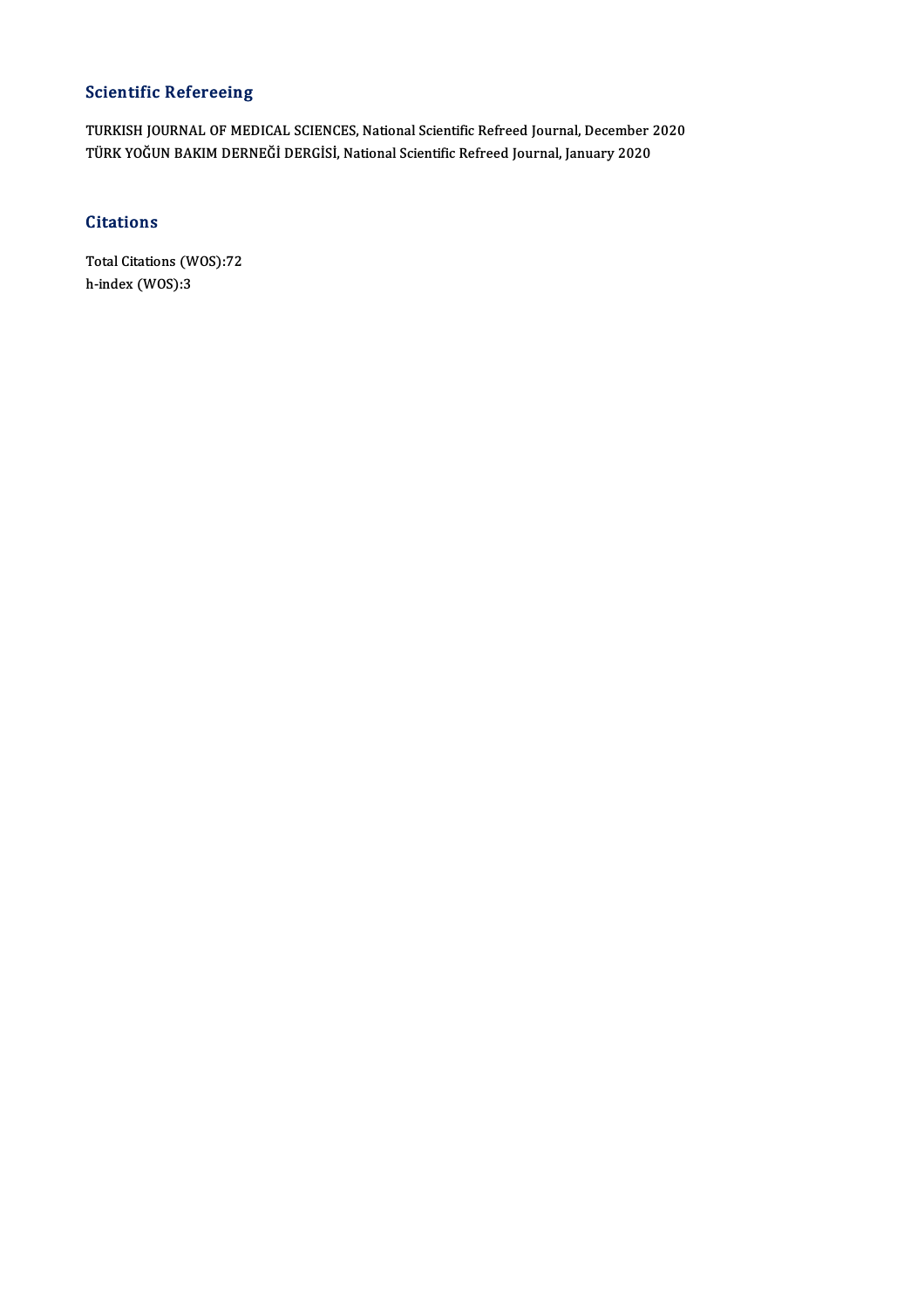## Scientific Refereeing

TURKISH JOURNAL OF MEDICAL SCIENCES, National Scientific Refreed Journal, December 2020
TÜRK YOĞUN BAKIM DERNEĞİ DERGİSİ, National Scientific Refreed Journal, January 2020

## Citations

Total Citations (WOS):72
h-index (WOS):3